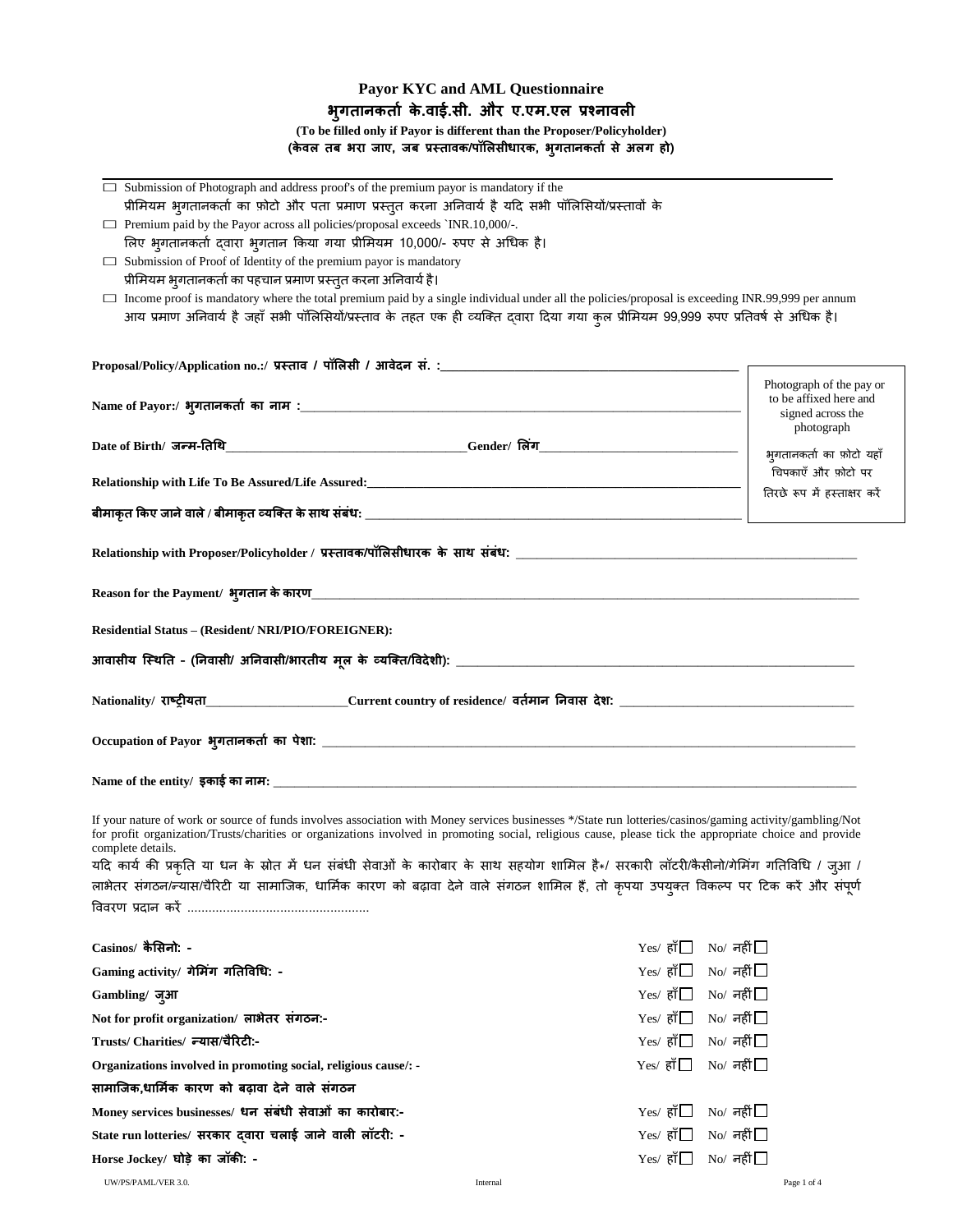# Payor KYC and AML Questionnaire

# भुगतानकर्ता के.वाई.सी. और ए.एम.एल प्रश्नावली

**(To be filled only if Payor is different than the Proposer/Policyholder)**

**(केवल तब भरा जाए, जब प्रस्तावक/पॉलिसीधारक, भुगतानकर्ता से अलग हो)**

---

- ☐ Submission of Photograph and address proof's of the premium payor is mandatory if the
  प्रीमियम भुगतानकर्ता का फ़ोटो और पता प्रमाण प्रस्तुत करना अनिवार्य है यदि सभी पॉलिसियों/प्रस्तावों के
- ☐ Premium paid by the Payor across all policies/proposal exceeds `INR.10,000/-.
  लिए भुगतानकर्ता द्वारा भुगतान किया गया प्रीमियम 10,000/- रुपए से अधिक है।
- ☐ Submission of Proof of Identity of the premium payor is mandatory
  प्रीमियम भुगतानकर्ता का पहचान प्रमाण प्रस्तुत करना अनिवार्य है।
- ☐ Income proof is mandatory where the total premium paid by a single individual under all the policies/proposal is exceeding INR.99,999 per annum
  आय प्रमाण अनिवार्य है जहाँ सभी पॉलिसियों/प्रस्ताव के तहत एक ही व्यक्ति द्वारा दिया गया कुल प्रीमियम 99,999 रुपए प्रतिवर्ष से अधिक है।

**Proposal/Policy/Application no.:/ प्रस्ताव / पॉलिसी / आवेदन सं. :**\_\_\_\_\_\_\_\_\_\_\_\_\_\_\_\_\_\_\_\_\_\_\_\_\_\_\_\_\_\_\_\_\_\_\_\_\_\_\_\_

| Photograph of the pay or to be affixed here and signed across the photograph<br>भुगतानकर्ता का फ़ोटो यहाँ चिपकाएँ और फ़ोटो पर तिरछे रूप में हस्ताक्षर करें |
|---|

**Name of Payor:/ भुगतानकर्ता का नाम :**\_\_\_\_\_\_\_\_\_\_\_\_\_\_\_\_\_\_\_\_\_\_\_\_\_\_\_\_\_\_\_\_\_\_\_\_\_\_\_\_

**Date of Birth/ जन्म-तिथि**\_\_\_\_\_\_\_\_\_\_\_\_\_\_\_\_\_\_\_\_\_\_**Gender/ लिंग**\_\_\_\_\_\_\_\_\_\_\_\_\_\_\_\_\_\_\_\_

**Relationship with Life To Be Assured/Life Assured:**\_\_\_\_\_\_\_\_\_\_\_\_\_\_\_\_\_\_\_\_\_\_\_\_\_\_\_\_\_\_\_\_\_\_\_\_

**बीमाकृत किए जाने वाले / बीमाकृत व्यक्ति के साथ संबंध:** \_\_\_\_\_\_\_\_\_\_\_\_\_\_\_\_\_\_\_\_\_\_\_\_\_\_\_\_\_\_\_\_\_\_\_\_

**Relationship with Proposer/Policyholder / प्रस्तावक/पॉलिसीधारक के साथ संबंध:** \_\_\_\_\_\_\_\_\_\_\_\_\_\_\_\_\_\_\_\_\_\_\_\_\_\_\_\_\_\_\_\_

**Reason for the Payment/ भुगतान के कारण**\_\_\_\_\_\_\_\_\_\_\_\_\_\_\_\_\_\_\_\_\_\_\_\_\_\_\_\_\_\_\_\_\_\_\_\_\_\_\_\_\_\_\_\_\_\_

**Residential Status – (Resident/ NRI/PIO/FOREIGNER):**

**आवासीय स्थिति - (निवासी/ अनिवासी/भारतीय मूल के व्यक्ति/विदेशी):** \_\_\_\_\_\_\_\_\_\_\_\_\_\_\_\_\_\_\_\_\_\_\_\_\_\_\_\_\_\_\_\_\_\_\_\_

**Nationality/ राष्ट्रीयता**\_\_\_\_\_\_\_\_\_\_\_\_\_\_\_\_\_\_**Current country of residence/ वर्तमान निवास देश:** \_\_\_\_\_\_\_\_\_\_\_\_\_\_\_\_\_\_\_\_\_\_\_\_\_\_

**Occupation of Payor भुगतानकर्ता का पेशा:** \_\_\_\_\_\_\_\_\_\_\_\_\_\_\_\_\_\_\_\_\_\_\_\_\_\_\_\_\_\_\_\_\_\_\_\_\_\_\_\_\_\_\_\_\_\_

**Name of the entity/ इकाई का नाम:** \_\_\_\_\_\_\_\_\_\_\_\_\_\_\_\_\_\_\_\_\_\_\_\_\_\_\_\_\_\_\_\_\_\_\_\_\_\_\_\_\_\_\_\_\_\_\_\_\_\_

If your nature of work or source of funds involves association with Money services businesses */State run lotteries/casinos/gaming activity/gambling/Not for profit organization/Trusts/charities or organizations involved in promoting social, religious cause, please tick the appropriate choice and provide complete details.

यदि कार्य की प्रकृति या धन के स्रोत में धन संबंधी सेवाओं के कारोबार के साथ सहयोग शामिल है*/ सरकारी लॉटरी/कैसीनो/गेमिंग गतिविधि / जुआ / लाभेतर संगठन/न्यास/चैरिटी या सामाजिक, धार्मिक कारण को बढ़ावा देने वाले संगठन शामिल हैं, तो कृपया उपयुक्त विकल्प पर टिक करें और संपूर्ण विवरण प्रदान करें ..................................................

| | | |
|---|---|---|
| **Casinos/ कैसिनो: -** | Yes/ हाँ ☐ | No/ नहीं ☐ |
| **Gaming activity/ गेमिंग गतिविधि: -** | Yes/ हाँ ☐ | No/ नहीं ☐ |
| **Gambling/ जुआ** | Yes/ हाँ ☐ | No/ नहीं ☐ |
| **Not for profit organization/ लाभेतर संगठन:-** | Yes/ हाँ ☐ | No/ नहीं ☐ |
| **Trusts/ Charities/ न्यास/चैरिटी:-** | Yes/ हाँ ☐ | No/ नहीं ☐ |
| **Organizations involved in promoting social, religious cause/: -**<br>**सामाजिक,धार्मिक कारण को बढ़ावा देने वाले संगठन** | Yes/ हाँ ☐ | No/ नहीं ☐ |
| **Money services businesses/ धन संबंधी सेवाओं का कारोबार:-** | Yes/ हाँ ☐ | No/ नहीं ☐ |
| **State run lotteries/ सरकार द्वारा चलाई जाने वाली लॉटरी: -** | Yes/ हाँ ☐ | No/ नहीं ☐ |
| **Horse Jockey/ घोड़े का जॉकी: -** | Yes/ हाँ ☐ | No/ नहीं ☐ |

UW/PS/PAML/VER 3.0. Internal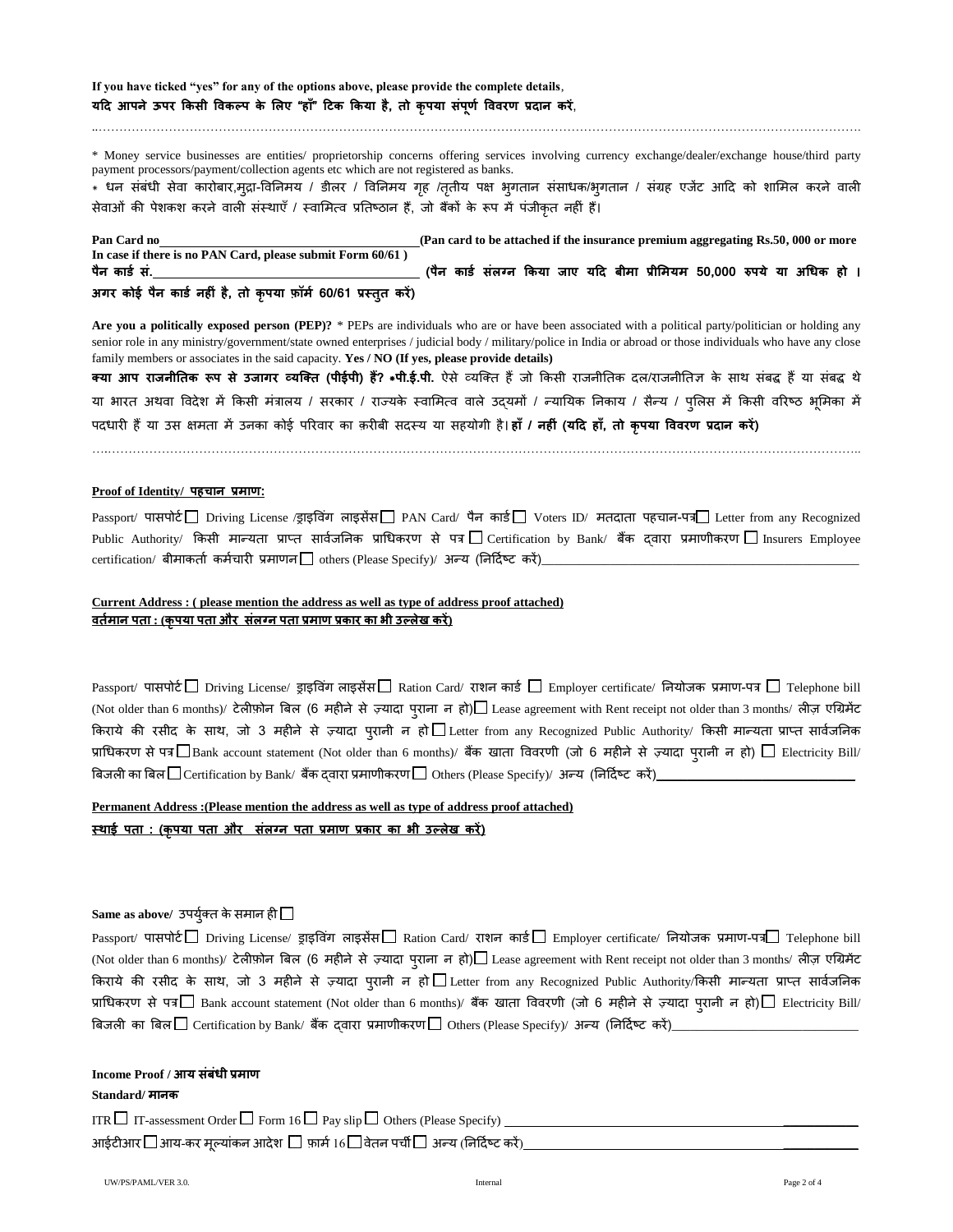**If you have ticked "yes" for any of the options above, please provide the complete details**,
**यदि आपने ऊपर किसी विकल्प के लिए "हाँ" टिक किया है, तो कृपया संपूर्ण विवरण प्रदान करें**,

……………………………………………………………………………………………………………………………………………………………

* Money service businesses are entities/ proprietorship concerns offering services involving currency exchange/dealer/exchange house/third party payment processors/payment/collection agents etc which are not registered as banks.

* धन संबंधी सेवा कारोबार,मुद्रा-विनिमय / डीलर / विनिमय गृह /तृतीय पक्ष भुगतान संसाधक/भुगतान / संग्रह एजेंट आदि को शामिल करने वाली सेवाओं की पेशकश करने वाली संस्थाएँ / स्वामित्व प्रतिष्ठान हैं, जो बैंकों के रूप में पंजीकृत नहीं हैं।

**Pan Card no**_______________________________ **(Pan card to be attached if the insurance premium aggregating Rs.50, 000 or more**
**In case if there is no PAN Card, please submit Form 60/61 )**
**पैन कार्ड सं.**_______________________________ **(पैन कार्ड संलग्न किया जाए यदि बीमा प्रीमियम 50,000 रुपये या अधिक हो । अगर कोई पैन कार्ड नहीं है, तो कृपया फ़ॉर्म 60/61 प्रस्तुत करें)**

**Are you a politically exposed person (PEP)?** * PEPs are individuals who are or have been associated with a political party/politician or holding any senior role in any ministry/government/state owned enterprises / judicial body / military/police in India or abroad or those individuals who have any close family members or associates in the said capacity. **Yes / NO (If yes, please provide details)**

**क्या आप राजनीतिक रूप से उजागर व्यक्ति (पीईपी) हैं? *पी.ई.पी.** ऐसे व्यक्ति हैं जो किसी राजनीतिक दल/राजनीतिज्ञ के साथ संबद्ध हैं या संबद्ध थे या भारत अथवा विदेश में किसी मंत्रालय / सरकार / राज्यके स्वामित्व वाले उद्यमों / न्यायिक निकाय / सैन्य / पुलिस में किसी वरिष्ठ भूमिका में पदधारी हैं या उस क्षमता में उनका कोई परिवार का क़रीबी सदस्य या सहयोगी है। **हाँ / नहीं (यदि हाँ, तो कृपया विवरण प्रदान करें)**

……………………………………………………………………………………………………………………………………………………………

**Proof of Identity/ पहचान प्रमाण:**

Passport/ पासपोर्ट ☐ Driving License /ड्राइविंग लाइसेंस ☐ PAN Card/ पैन कार्ड ☐ Voters ID/ मतदाता पहचान-पत्र ☐ Letter from any Recognized Public Authority/ किसी मान्यता प्राप्त सार्वजनिक प्राधिकरण से पत्र ☐ Certification by Bank/ बैंक द्वारा प्रमाणीकरण ☐ Insurers Employee certification/ बीमाकर्ता कर्मचारी प्रमाणन ☐ others (Please Specify)/ अन्य (निर्दिष्ट करें)_______________________________

**Current Address : ( please mention the address as well as type of address proof attached)**
**वर्तमान पता : (कृपया पता और संलग्न पता प्रमाण प्रकार का भी उल्लेख करें)**

Passport/ पासपोर्ट ☐ Driving License/ ड्राइविंग लाइसेंस ☐ Ration Card/ राशन कार्ड ☐ Employer certificate/ नियोजक प्रमाण-पत्र ☐ Telephone bill (Not older than 6 months)/ टेलीफ़ोन बिल (6 महीने से ज़्यादा पुराना न हो) ☐ Lease agreement with Rent receipt not older than 3 months/ लीज़ एग्रिमेंट किराये की रसीद के साथ, जो 3 महीने से ज़्यादा पुरानी न हो ☐ Letter from any Recognized Public Authority/ किसी मान्यता प्राप्त सार्वजनिक प्राधिकरण से पत्र ☐ Bank account statement (Not older than 6 months)/ बैंक खाता विवरणी (जो 6 महीने से ज़्यादा पुरानी न हो) ☐ Electricity Bill/ बिजली का बिल ☐ Certification by Bank/ बैंक द्वारा प्रमाणीकरण ☐ Others (Please Specify)/ अन्य (निर्दिष्ट करें)_______________________________

**Permanent Address :(Please mention the address as well as type of address proof attached)**
**स्थाई पता : (कृपया पता और संलग्न पता प्रमाण प्रकार का भी उल्लेख करें)**

**Same as above**/ उपर्युक्त के समान ही ☐

Passport/ पासपोर्ट ☐ Driving License/ ड्राइविंग लाइसेंस ☐ Ration Card/ राशन कार्ड ☐ Employer certificate/ नियोजक प्रमाण-पत्र ☐ Telephone bill (Not older than 6 months)/ टेलीफ़ोन बिल (6 महीने से ज़्यादा पुराना न हो) ☐ Lease agreement with Rent receipt not older than 3 months/ लीज़ एग्रिमेंट किराये की रसीद के साथ, जो 3 महीने से ज़्यादा पुरानी न हो ☐ Letter from any Recognized Public Authority/किसी मान्यता प्राप्त सार्वजनिक प्राधिकरण से पत्र ☐ Bank account statement (Not older than 6 months)/ बैंक खाता विवरणी (जो 6 महीने से ज़्यादा पुरानी न हो) ☐ Electricity Bill/ बिजली का बिल ☐ Certification by Bank/ बैंक द्वारा प्रमाणीकरण ☐ Others (Please Specify)/ अन्य (निर्दिष्ट करें)_______________________________

**Income Proof / आय संबंधी प्रमाण**

**Standard/ मानक**

ITR ☐ IT-assessment Order ☐ Form 16 ☐ Pay slip ☐ Others (Please Specify) _______________________________

आईटीआर ☐ आय-कर मूल्यांकन आदेश ☐ फ़ार्म 16 ☐ वेतन पर्ची ☐ अन्य (निर्दिष्ट करें)_______________________________

UW/PS/PAML/VER 3.0. Internal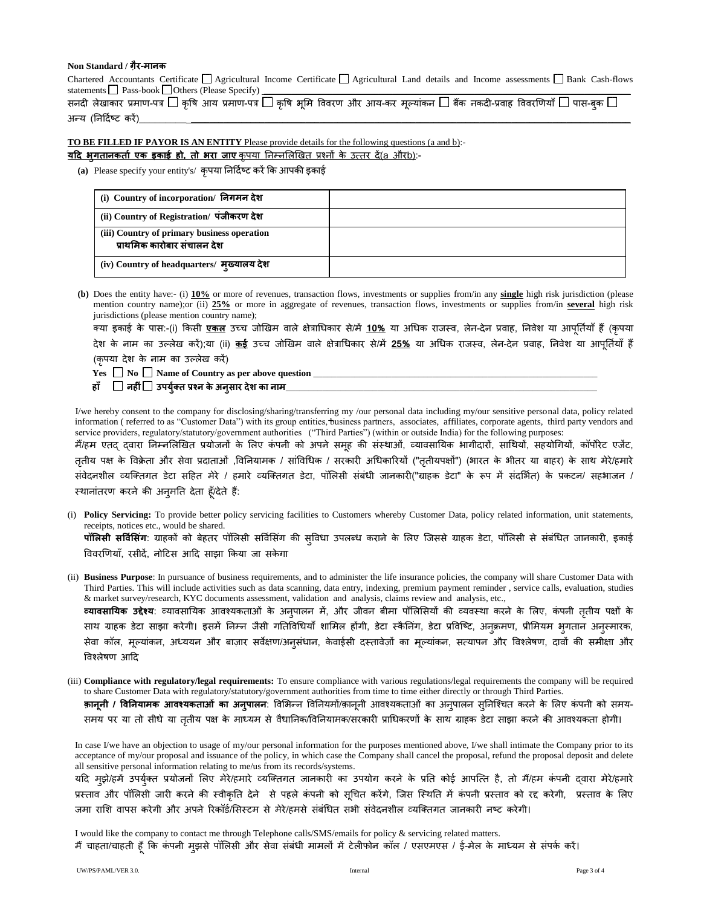**Non Standard / ग़ैर-मानक**

Chartered Accountants Certificate ☐ Agricultural Income Certificate ☐ Agricultural Land details and Income assessments ☐ Bank Cash-flows statements ☐ Pass-book ☐ Others (Please Specify) ___________________________________________

सनदी लेखाकार प्रमाण-पत्र ☐ कृषि आय प्रमाण-पत्र ☐ कृषि भूमि विवरण और आय-कर मूल्यांकन ☐ बैंक नकदी-प्रवाह विवरणियाँ ☐ पास-बुक ☐ अन्य (निर्दिष्ट करें)___________________________________________

**TO BE FILLED IF PAYOR IS AN ENTITY** Please provide details for the following questions (a and b):-
**यदि भुगतानकर्ता एक इकाई हो, तो भरा जाए** कृपया निम्नलिखित प्रश्नों के उत्तर दें(a और b):-

**(a)** Please specify your entity's/ कृपया निर्दिष्ट करें कि आपकी इकाई

| | |
|---|---|
| **(i) Country of incorporation/ निगमन देश** | |
| **(ii) Country of Registration/ पंजीकरण देश** | |
| **(iii) Country of primary business operation प्राथमिक कारोबार संचालन देश** | |
| **(iv) Country of headquarters/ मुख्यालय देश** | |

**(b)** Does the entity have:- (i) **10%** or more of revenues, transaction flows, investments or supplies from/in any **single** high risk jurisdiction (please mention country name);or (ii) **25%** or more in aggregate of revenues, transaction flows, investments or supplies from/in **several** high risk jurisdictions (please mention country name);

क्या इकाई के पास:-(i) किसी **एकल** उच्च जोखिम वाले क्षेत्राधिकार से/में **10%** या अधिक राजस्व, लेन-देन प्रवाह, निवेश या आपूर्तियाँ हैं (कृपया देश के नाम का उल्लेख करें);या (ii) **कई** उच्च जोखिम वाले क्षेत्राधिकार से/में **25%** या अधिक राजस्व, लेन-देन प्रवाह, निवेश या आपूर्तियाँ हैं (कृपया देश के नाम का उल्लेख करें)

**Yes** ☐ **No** ☐ **Name of Country as per above question** ___________________________________________

**हाँ** ☐ **नहीं** ☐ **उपर्युक्त प्रश्न के अनुसार देश का नाम**___________________________________________

I/we hereby consent to the company for disclosing/sharing/transferring my /our personal data including my/our sensitive personal data, policy related information ( referred to as "Customer Data") with its group entities, business partners, associates, affiliates, corporate agents, third party vendors and service providers, regulatory/statutory/government authorities ("Third Parties") (within or outside India) for the following purposes:

मैं/हम एतद् द्वारा निम्नलिखित प्रयोजनों के लिए कंपनी को अपने समूह की संस्थाओं, व्यावसायिक भागीदारों, साथियों, सहयोगियों, कॉर्पोरेट एजेंट, तृतीय पक्ष के विक्रेता और सेवा प्रदाताओं ,विनियामक / सांविधिक / सरकारी अधिकारियों ("तृतीयपक्षों") (भारत के भीतर या बाहर) के साथ मेरे/हमारे संवेदनशील व्यक्तिगत डेटा सहित मेरे / हमारे व्यक्तिगत डेटा, पॉलिसी संबंधी जानकारी("ग्राहक डेटा" के रूप में संदर्भित) के प्रकटन/ सहभाजन / स्थानांतरण करने की अनुमति देता हूँ/देते हैं:

(i) **Policy Servicing:** To provide better policy servicing facilities to Customers whereby Customer Data, policy related information, unit statements, receipts, notices etc., would be shared.
**पॉलिसी सर्विसिंग**: ग्राहकों को बेहतर पॉलिसी सर्विसिंग की सुविधा उपलब्ध कराने के लिए जिससे ग्राहक डेटा, पॉलिसी से संबंधित जानकारी, इकाई विवरणियाँ, रसीदें, नोटिस आदि साझा किया जा सकेगा

(ii) **Business Purpose**: In pursuance of business requirements, and to administer the life insurance policies, the company will share Customer Data with Third Parties. This will include activities such as data scanning, data entry, indexing, premium payment reminder , service calls, evaluation, studies & market survey/research, KYC documents assessment, validation and analysis, claims review and analysis, etc.,
**व्यावसायिक उद्देश्य**: व्यावसायिक आवश्यकताओं के अनुपालन में, और जीवन बीमा पॉलिसियों की व्यवस्था करने के लिए, कंपनी तृतीय पक्षों के साथ ग्राहक डेटा साझा करेगी। इसमें निम्न जैसी गतिविधियाँ शामिल होंगी, डेटा स्कैनिंग, डेटा प्रविष्टि, अनुक्रमण, प्रीमियम भुगतान अनुस्मारक, सेवा कॉल, मूल्यांकन, अध्ययन और बाज़ार सर्वेक्षण/अनुसंधान, केवाईसी दस्तावेज़ों का मूल्यांकन, सत्यापन और विश्लेषण, दावों की समीक्षा और विश्लेषण आदि

(iii) **Compliance with regulatory/legal requirements:** To ensure compliance with various regulations/legal requirements the company will be required to share Customer Data with regulatory/statutory/government authorities from time to time either directly or through Third Parties.
**क़ानूनी / विनियामक आवश्यकताओं का अनुपालन**: विभिन्न विनियमों/क़ानूनी आवश्यकताओं का अनुपालन सुनिश्चित करने के लिए कंपनी को समय-समय पर या तो सीधे या तृतीय पक्ष के माध्यम से वैधानिक/विनियामक/सरकारी प्राधिकरणों के साथ ग्राहक डेटा साझा करने की आवश्यकता होगी।

In case I/we have an objection to usage of my/our personal information for the purposes mentioned above, I/we shall intimate the Company prior to its acceptance of my/our proposal and issuance of the policy, in which case the Company shall cancel the proposal, refund the proposal deposit and delete all sensitive personal information relating to me/us from its records/systems.

यदि मुझे/हमें उपर्युक्त प्रयोजनों लिए मेरे/हमारे व्यक्तिगत जानकारी का उपयोग करने के प्रति कोई आपत्ति है, तो मैं/हम कंपनी द्वारा मेरे/हमारे प्रस्ताव और पॉलिसी जारी करने की स्वीकृति देने से पहले कंपनी को सूचित करेंगे, जिस स्थिति में कंपनी प्रस्ताव को रद्द करेगी, प्रस्ताव के लिए जमा राशि वापस करेगी और अपने रिकॉर्ड/सिस्टम से मेरे/हमसे संबंधित सभी संवेदनशील व्यक्तिगत जानकारी नष्ट करेगी।

I would like the company to contact me through Telephone calls/SMS/emails for policy & servicing related matters.
मैं चाहता/चाहती हूँ कि कंपनी मुझसे पॉलिसी और सेवा संबंधी मामलों में टेलीफोन कॉल / एसएमएस / ई-मेल के माध्यम से संपर्क करें।

UW/PS/PAML/VER 3.0. Internal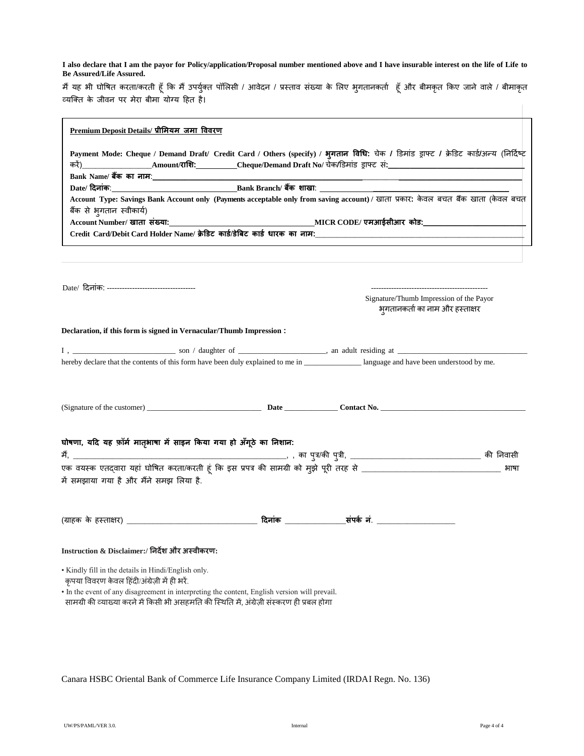**I also declare that I am the payor for Policy/application/Proposal number mentioned above and I have insurable interest on the life of Life to Be Assured/Life Assured.**

मैं यह भी घोषित करता/करती हूँ कि मैं उपर्युक्त पॉलिसी / आवेदन / प्रस्ताव संख्या के लिए भुगतानकर्ता हूँ और बीमकृत किए जाने वाले / बीमाकृत व्यक्ति के जीवन पर मेरा बीमा योग्य हित है।

**Premium Deposit Details/ प्रीमियम जमा विवरण**

**Payment Mode: Cheque / Demand Draft/ Credit Card / Others (specify) / भुगतान विधि:** चेक **/** डिमांड ड्राफ्ट **/** क्रेडिट कार्ड/अन्य (निर्दिष्ट करें)__________________**Amount/राशि:**__________**Cheque/Demand Draft No/** चेक/डिमांड ड्राफ्ट सं**:**______________________________

**Bank Name/ बैंक का नाम**:______________________________________________________________

**Date/ दिनांक**:________________________________**Bank Branch/ बैंक शाखा**: ______________________________

**Account Type: Savings Bank Account only (Payments acceptable only from saving account) /** खाता प्रकार**:** केवल बचत बैंक खाता (केवल बचत बैंक से भुगतान स्वीकार्य)

**Account Number/ खाता संख्या:**________________________________**MICR CODE/ एमआईसीआर कोड:**________________________

**Credit Card/Debit Card Holder Name/ क्रेडिट कार्ड/डेबिट कार्ड धारक का नाम:**________________________________________________

Date/ दिनांक: -----------------------------------

----------------------------------------------
Signature/Thumb Impression of the Payor
भुगतानकर्ता का नाम और हस्ताक्षर

**Declaration, if this form is signed in Vernacular/Thumb Impression :**

I , ___________________________ son / daughter of _______________________, an adult residing at __________________________________ hereby declare that the contents of this form have been duly explained to me in _______________ language and have been understood by me.

(Signature of the customer) _______________________________ **Date** ______________ **Contact No.** _______________________________________

**घोषणा, यदि यह फ़ॉर्म मातृभाषा में साइन किया गया हो अँगूठे का निशान:**

मैं, _______________________________________________________, , का पुत्र/की पुत्री, _________________________________ की निवासी एक वयस्क एतद्वारा यहां घोषित करता/करती हूं कि इस प्रपत्र की सामग्री को मुझे पूरी तरह से __________________________________ भाषा में समझाया गया है और मैंने समझ लिया है.

(ग्राहक के हस्ताक्षर) _________________________________ **दिनांक** _______________**संपर्क नं**. ____________________

**Instruction & Disclaimer:/ निर्देश और अस्वीकरण:**

- Kindly fill in the details in Hindi/English only.
  कृपया विवरण केवल हिंदी/अंग्रेज़ी में ही भरें.
- In the event of any disagreement in interpreting the content, English version will prevail.
  सामग्री की व्याख्या करने में किसी भी असहमति की स्थिति में, अंग्रेज़ी संस्करण ही प्रबल होगा

Canara HSBC Oriental Bank of Commerce Life Insurance Company Limited (IRDAI Regn. No. 136)

UW/PS/PAML/VER 3.0. Internal